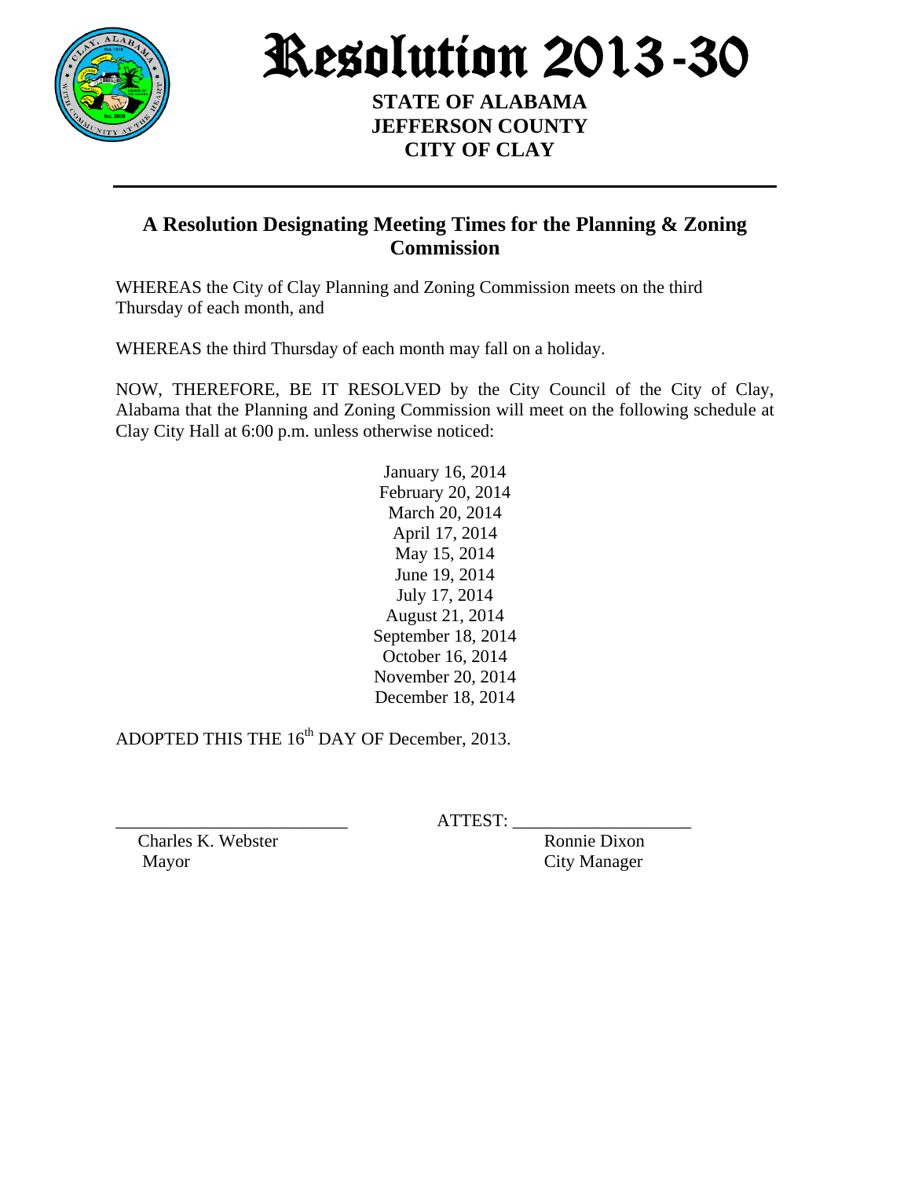# Resolution 2013-30

**STATE OF ALABAMA**
**JEFFERSON COUNTY**
**CITY OF CLAY**

---

## A Resolution Designating Meeting Times for the Planning & Zoning Commission

WHEREAS the City of Clay Planning and Zoning Commission meets on the third Thursday of each month, and

WHEREAS the third Thursday of each month may fall on a holiday.

NOW, THEREFORE, BE IT RESOLVED by the City Council of the City of Clay, Alabama that the Planning and Zoning Commission will meet on the following schedule at Clay City Hall at 6:00 p.m. unless otherwise noticed:

January 16, 2014
February 20, 2014
March 20, 2014
April 17, 2014
May 15, 2014
June 19, 2014
July 17, 2014
August 21, 2014
September 18, 2014
October 16, 2014
November 20, 2014
December 18, 2014

ADOPTED THIS THE 16th DAY OF December, 2013.

_________________________ ATTEST: ___________________

Charles K. Webster — Mayor

Ronnie Dixon — City Manager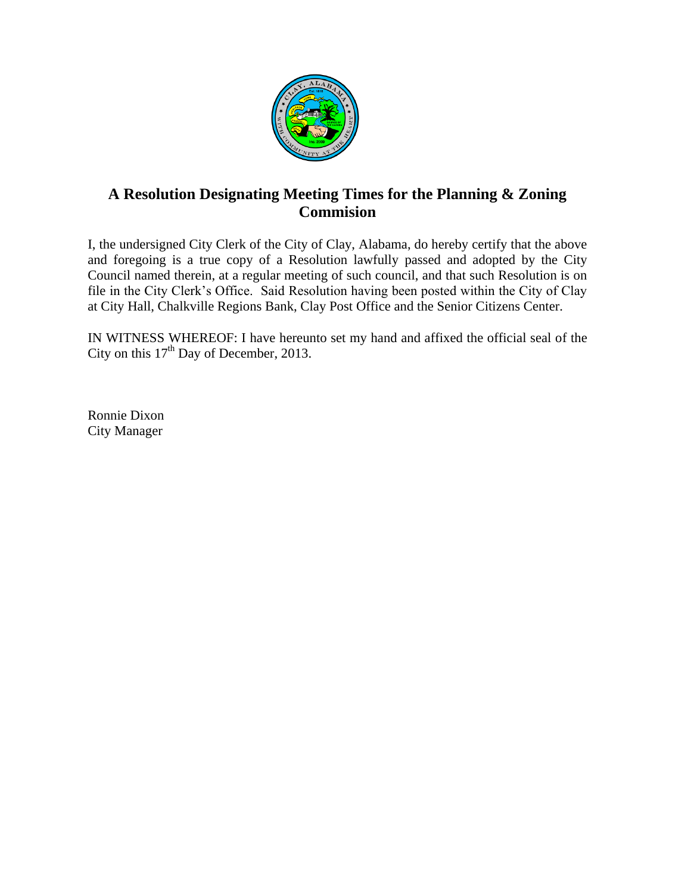## A Resolution Designating Meeting Times for the Planning & Zoning Commision

I, the undersigned City Clerk of the City of Clay, Alabama, do hereby certify that the above and foregoing is a true copy of a Resolution lawfully passed and adopted by the City Council named therein, at a regular meeting of such council, and that such Resolution is on file in the City Clerk's Office. Said Resolution having been posted within the City of Clay at City Hall, Chalkville Regions Bank, Clay Post Office and the Senior Citizens Center.

IN WITNESS WHEREOF: I have hereunto set my hand and affixed the official seal of the City on this 17th Day of December, 2013.

Ronnie Dixon
City Manager